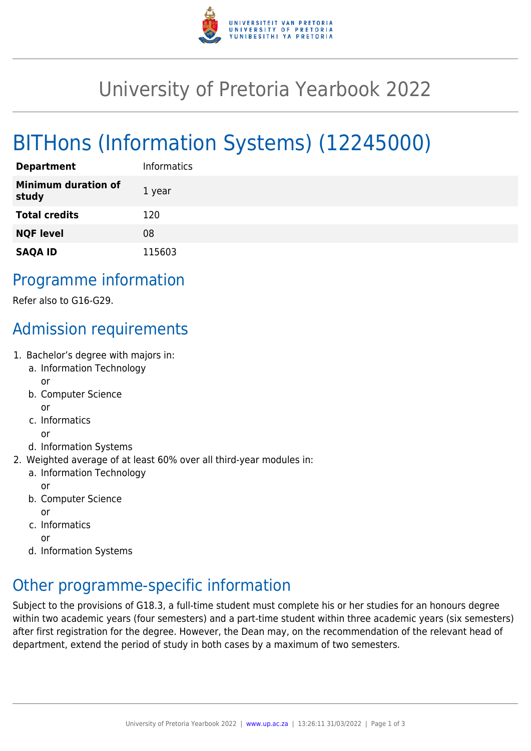# University of Pretoria Yearbook 2022

# BITHons (Information Systems) (12245000)

| | |
|---|---|
| **Department** | Informatics |
| **Minimum duration of study** | 1 year |
| **Total credits** | 120 |
| **NQF level** | 08 |
| **SAQA ID** | 115603 |

## Programme information

Refer also to G16-G29.

## Admission requirements

1. Bachelor's degree with majors in:
   a. Information Technology
      or
   b. Computer Science
      or
   c. Informatics
      or
   d. Information Systems
2. Weighted average of at least 60% over all third-year modules in:
   a. Information Technology
      or
   b. Computer Science
      or
   c. Informatics
      or
   d. Information Systems

## Other programme-specific information

Subject to the provisions of G18.3, a full-time student must complete his or her studies for an honours degree within two academic years (four semesters) and a part-time student within three academic years (six semesters) after first registration for the degree. However, the Dean may, on the recommendation of the relevant head of department, extend the period of study in both cases by a maximum of two semesters.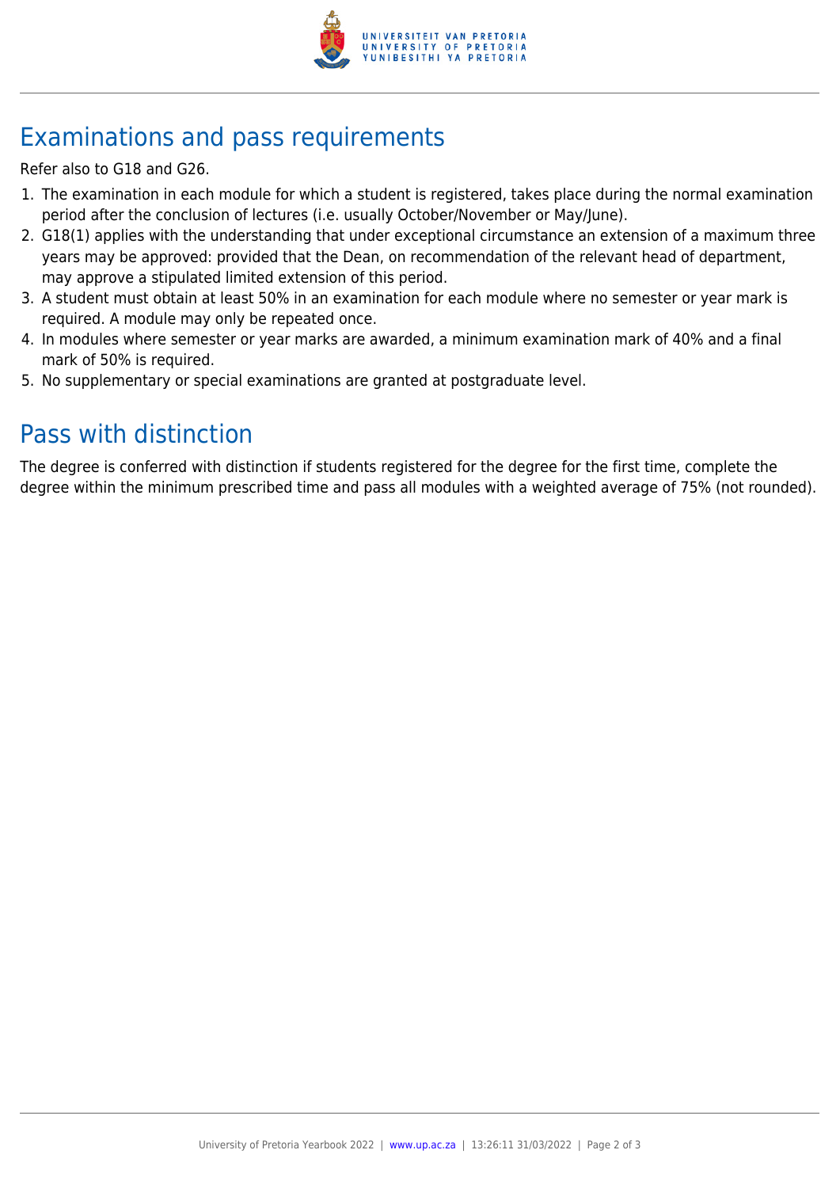## Examinations and pass requirements

Refer also to G18 and G26.

1. The examination in each module for which a student is registered, takes place during the normal examination period after the conclusion of lectures (i.e. usually October/November or May/June).
2. G18(1) applies with the understanding that under exceptional circumstance an extension of a maximum three years may be approved: provided that the Dean, on recommendation of the relevant head of department, may approve a stipulated limited extension of this period.
3. A student must obtain at least 50% in an examination for each module where no semester or year mark is required. A module may only be repeated once.
4. In modules where semester or year marks are awarded, a minimum examination mark of 40% and a final mark of 50% is required.
5. No supplementary or special examinations are granted at postgraduate level.

## Pass with distinction

The degree is conferred with distinction if students registered for the degree for the first time, complete the degree within the minimum prescribed time and pass all modules with a weighted average of 75% (not rounded).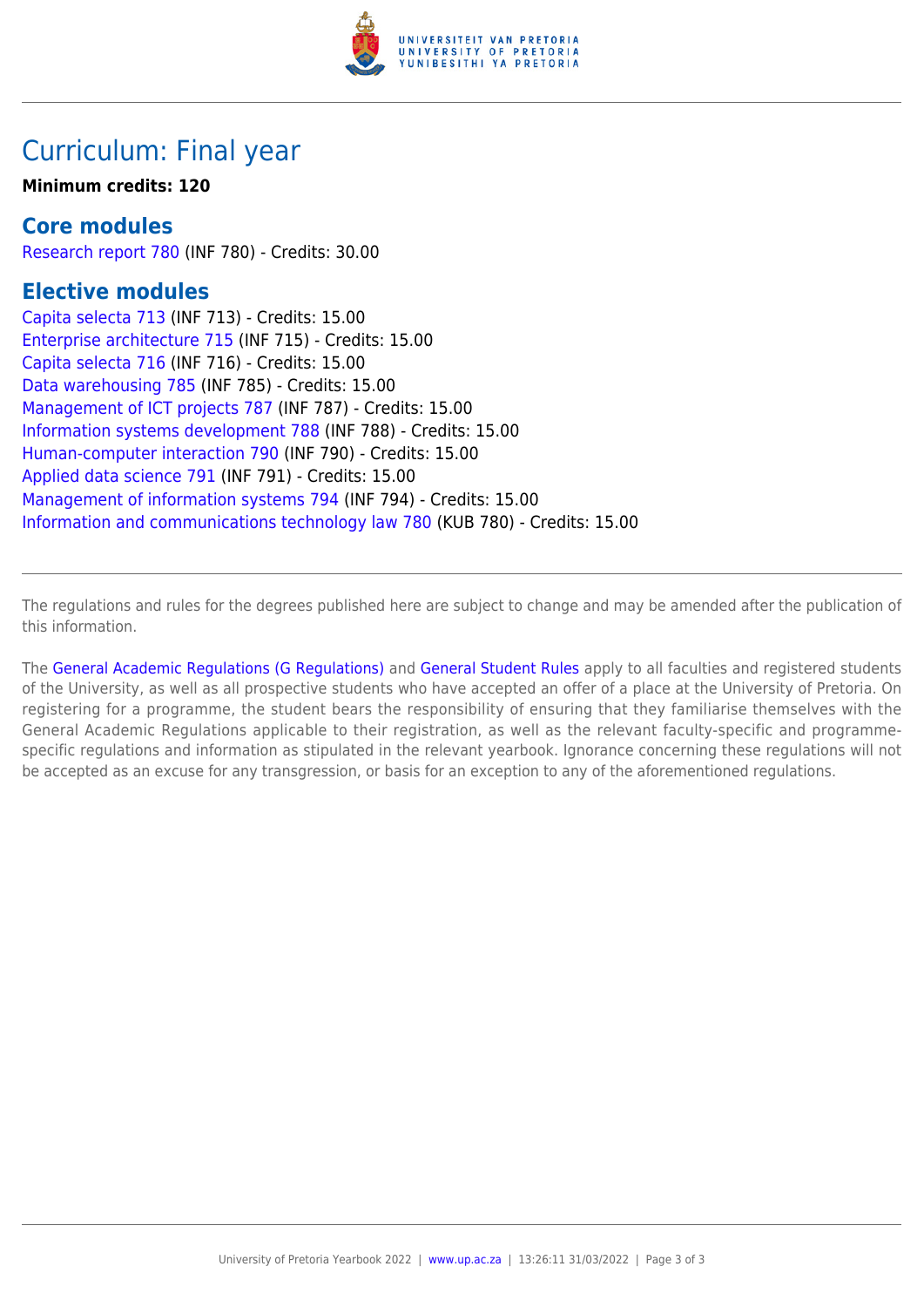# Curriculum: Final year

**Minimum credits: 120**

## Core modules

Research report 780 (INF 780) - Credits: 30.00

## Elective modules

Capita selecta 713 (INF 713) - Credits: 15.00
Enterprise architecture 715 (INF 715) - Credits: 15.00
Capita selecta 716 (INF 716) - Credits: 15.00
Data warehousing 785 (INF 785) - Credits: 15.00
Management of ICT projects 787 (INF 787) - Credits: 15.00
Information systems development 788 (INF 788) - Credits: 15.00
Human-computer interaction 790 (INF 790) - Credits: 15.00
Applied data science 791 (INF 791) - Credits: 15.00
Management of information systems 794 (INF 794) - Credits: 15.00
Information and communications technology law 780 (KUB 780) - Credits: 15.00

---

The regulations and rules for the degrees published here are subject to change and may be amended after the publication of this information.

The General Academic Regulations (G Regulations) and General Student Rules apply to all faculties and registered students of the University, as well as all prospective students who have accepted an offer of a place at the University of Pretoria. On registering for a programme, the student bears the responsibility of ensuring that they familiarise themselves with the General Academic Regulations applicable to their registration, as well as the relevant faculty-specific and programme-specific regulations and information as stipulated in the relevant yearbook. Ignorance concerning these regulations will not be accepted as an excuse for any transgression, or basis for an exception to any of the aforementioned regulations.